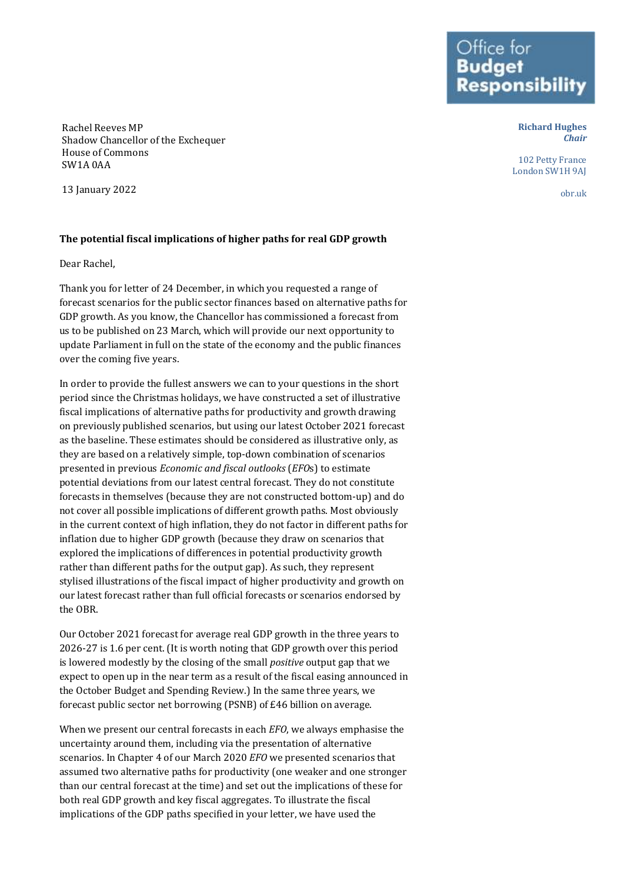Office for **Budget Responsibility**

Rachel Reeves MP
Shadow Chancellor of the Exchequer
House of Commons
SW1A 0AA

**Richard Hughes**
***Chair***

102 Petty France
London SW1H 9AJ

obr.uk

13 January 2022

**The potential fiscal implications of higher paths for real GDP growth**

Dear Rachel,

Thank you for letter of 24 December, in which you requested a range of forecast scenarios for the public sector finances based on alternative paths for GDP growth. As you know, the Chancellor has commissioned a forecast from us to be published on 23 March, which will provide our next opportunity to update Parliament in full on the state of the economy and the public finances over the coming five years.

In order to provide the fullest answers we can to your questions in the short period since the Christmas holidays, we have constructed a set of illustrative fiscal implications of alternative paths for productivity and growth drawing on previously published scenarios, but using our latest October 2021 forecast as the baseline. These estimates should be considered as illustrative only, as they are based on a relatively simple, top-down combination of scenarios presented in previous *Economic and fiscal outlooks* (*EFO*s) to estimate potential deviations from our latest central forecast. They do not constitute forecasts in themselves (because they are not constructed bottom-up) and do not cover all possible implications of different growth paths. Most obviously in the current context of high inflation, they do not factor in different paths for inflation due to higher GDP growth (because they draw on scenarios that explored the implications of differences in potential productivity growth rather than different paths for the output gap). As such, they represent stylised illustrations of the fiscal impact of higher productivity and growth on our latest forecast rather than full official forecasts or scenarios endorsed by the OBR.

Our October 2021 forecast for average real GDP growth in the three years to 2026-27 is 1.6 per cent. (It is worth noting that GDP growth over this period is lowered modestly by the closing of the small *positive* output gap that we expect to open up in the near term as a result of the fiscal easing announced in the October Budget and Spending Review.) In the same three years, we forecast public sector net borrowing (PSNB) of £46 billion on average.

When we present our central forecasts in each *EFO*, we always emphasise the uncertainty around them, including via the presentation of alternative scenarios. In Chapter 4 of our March 2020 *EFO* we presented scenarios that assumed two alternative paths for productivity (one weaker and one stronger than our central forecast at the time) and set out the implications of these for both real GDP growth and key fiscal aggregates. To illustrate the fiscal implications of the GDP paths specified in your letter, we have used the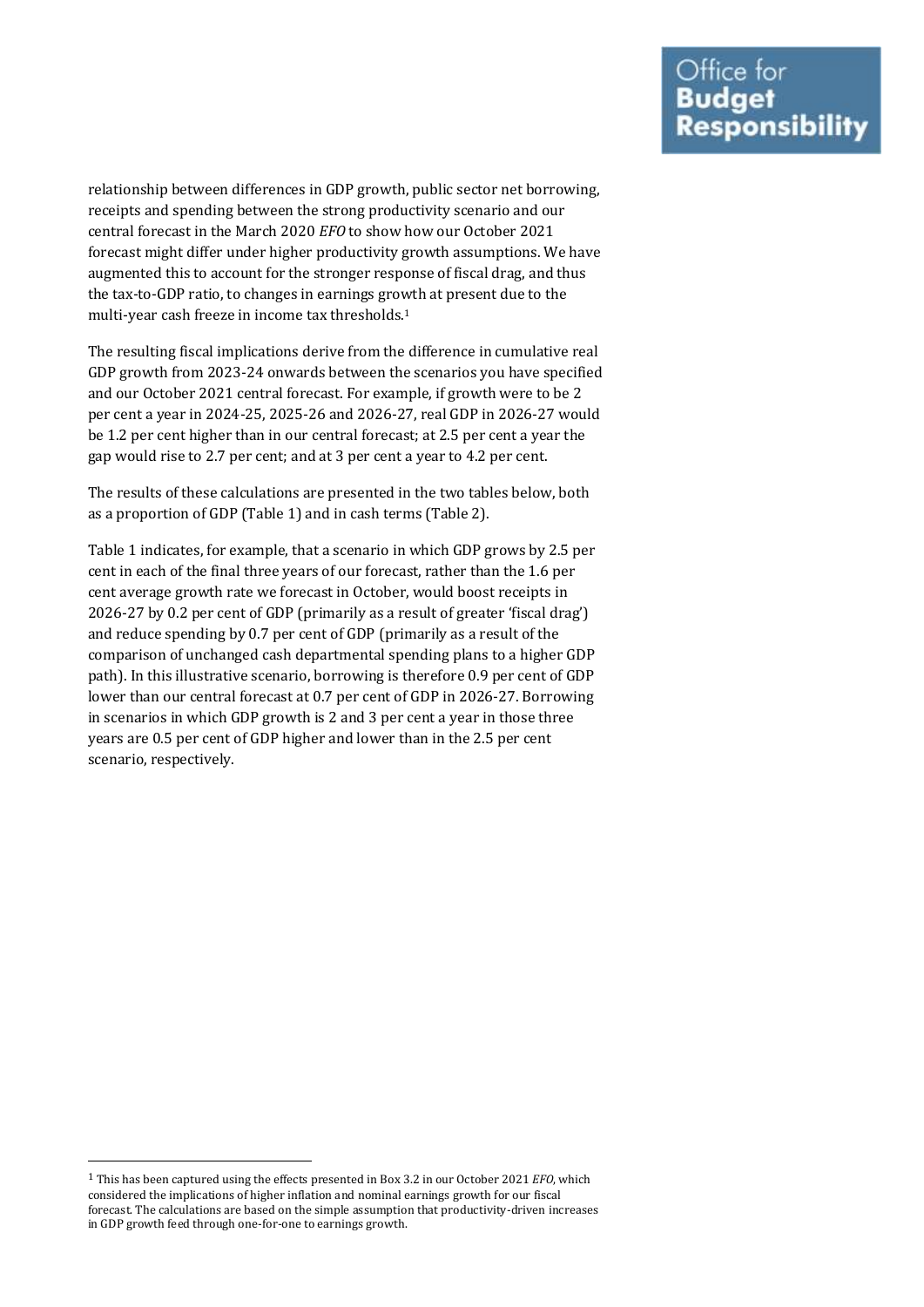relationship between differences in GDP growth, public sector net borrowing, receipts and spending between the strong productivity scenario and our central forecast in the March 2020 *EFO* to show how our October 2021 forecast might differ under higher productivity growth assumptions. We have augmented this to account for the stronger response of fiscal drag, and thus the tax-to-GDP ratio, to changes in earnings growth at present due to the multi-year cash freeze in income tax thresholds.[1]

The resulting fiscal implications derive from the difference in cumulative real GDP growth from 2023-24 onwards between the scenarios you have specified and our October 2021 central forecast. For example, if growth were to be 2 per cent a year in 2024-25, 2025-26 and 2026-27, real GDP in 2026-27 would be 1.2 per cent higher than in our central forecast; at 2.5 per cent a year the gap would rise to 2.7 per cent; and at 3 per cent a year to 4.2 per cent.

The results of these calculations are presented in the two tables below, both as a proportion of GDP (Table 1) and in cash terms (Table 2).

Table 1 indicates, for example, that a scenario in which GDP grows by 2.5 per cent in each of the final three years of our forecast, rather than the 1.6 per cent average growth rate we forecast in October, would boost receipts in 2026-27 by 0.2 per cent of GDP (primarily as a result of greater 'fiscal drag') and reduce spending by 0.7 per cent of GDP (primarily as a result of the comparison of unchanged cash departmental spending plans to a higher GDP path). In this illustrative scenario, borrowing is therefore 0.9 per cent of GDP lower than our central forecast at 0.7 per cent of GDP in 2026-27. Borrowing in scenarios in which GDP growth is 2 and 3 per cent a year in those three years are 0.5 per cent of GDP higher and lower than in the 2.5 per cent scenario, respectively.

[1] This has been captured using the effects presented in Box 3.2 in our October 2021 *EFO*, which considered the implications of higher inflation and nominal earnings growth for our fiscal forecast. The calculations are based on the simple assumption that productivity-driven increases in GDP growth feed through one-for-one to earnings growth.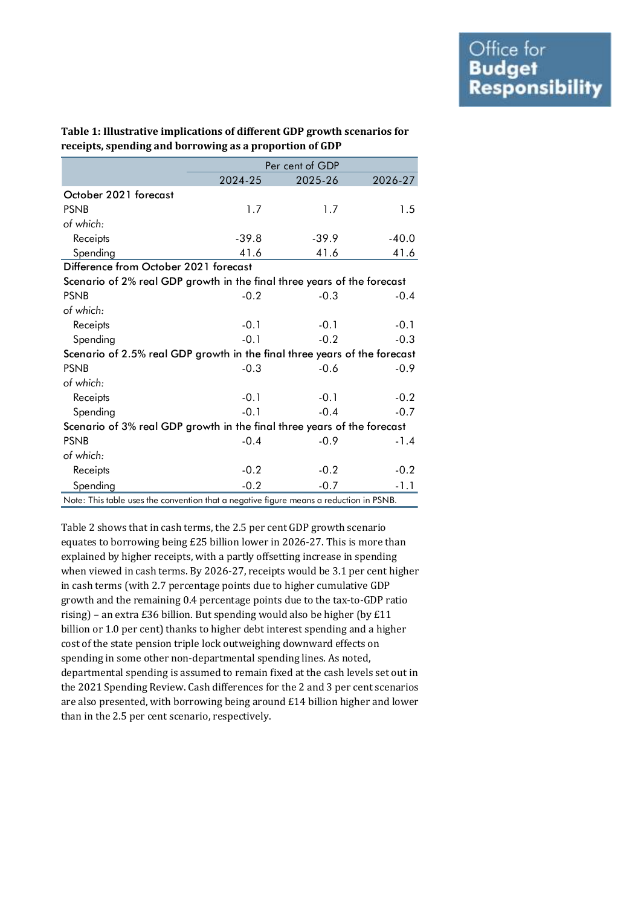**Table 1: Illustrative implications of different GDP growth scenarios for receipts, spending and borrowing as a proportion of GDP**

| | Per cent of GDP | | |
|---|---|---|---|
| | 2024-25 | 2025-26 | 2026-27 |
| October 2021 forecast | | | |
| PSNB | 1.7 | 1.7 | 1.5 |
| *of which:* | | | |
| Receipts | -39.8 | -39.9 | -40.0 |
| Spending | 41.6 | 41.6 | 41.6 |
| Difference from October 2021 forecast | | | |
| Scenario of 2% real GDP growth in the final three years of the forecast | | | |
| PSNB | -0.2 | -0.3 | -0.4 |
| *of which:* | | | |
| Receipts | -0.1 | -0.1 | -0.1 |
| Spending | -0.1 | -0.2 | -0.3 |
| Scenario of 2.5% real GDP growth in the final three years of the forecast | | | |
| PSNB | -0.3 | -0.6 | -0.9 |
| *of which:* | | | |
| Receipts | -0.1 | -0.1 | -0.2 |
| Spending | -0.1 | -0.4 | -0.7 |
| Scenario of 3% real GDP growth in the final three years of the forecast | | | |
| PSNB | -0.4 | -0.9 | -1.4 |
| *of which:* | | | |
| Receipts | -0.2 | -0.2 | -0.2 |
| Spending | -0.2 | -0.7 | -1.1 |

Note: This table uses the convention that a negative figure means a reduction in PSNB.

Table 2 shows that in cash terms, the 2.5 per cent GDP growth scenario equates to borrowing being £25 billion lower in 2026-27. This is more than explained by higher receipts, with a partly offsetting increase in spending when viewed in cash terms. By 2026-27, receipts would be 3.1 per cent higher in cash terms (with 2.7 percentage points due to higher cumulative GDP growth and the remaining 0.4 percentage points due to the tax-to-GDP ratio rising) – an extra £36 billion. But spending would also be higher (by £11 billion or 1.0 per cent) thanks to higher debt interest spending and a higher cost of the state pension triple lock outweighing downward effects on spending in some other non-departmental spending lines. As noted, departmental spending is assumed to remain fixed at the cash levels set out in the 2021 Spending Review. Cash differences for the 2 and 3 per cent scenarios are also presented, with borrowing being around £14 billion higher and lower than in the 2.5 per cent scenario, respectively.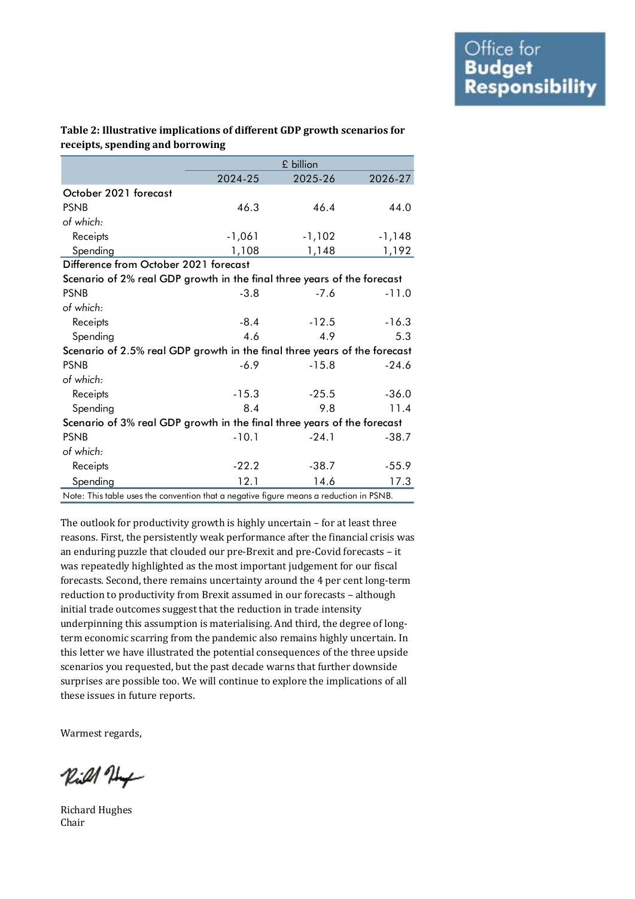**Table 2: Illustrative implications of different GDP growth scenarios for receipts, spending and borrowing**

| | £ billion | | |
|---|---|---|---|
| | 2024-25 | 2025-26 | 2026-27 |
| October 2021 forecast | | | |
| PSNB | 46.3 | 46.4 | 44.0 |
| *of which:* | | | |
| Receipts | -1,061 | -1,102 | -1,148 |
| Spending | 1,108 | 1,148 | 1,192 |
| Difference from October 2021 forecast | | | |
| Scenario of 2% real GDP growth in the final three years of the forecast | | | |
| PSNB | -3.8 | -7.6 | -11.0 |
| *of which:* | | | |
| Receipts | -8.4 | -12.5 | -16.3 |
| Spending | 4.6 | 4.9 | 5.3 |
| Scenario of 2.5% real GDP growth in the final three years of the forecast | | | |
| PSNB | -6.9 | -15.8 | -24.6 |
| *of which:* | | | |
| Receipts | -15.3 | -25.5 | -36.0 |
| Spending | 8.4 | 9.8 | 11.4 |
| Scenario of 3% real GDP growth in the final three years of the forecast | | | |
| PSNB | -10.1 | -24.1 | -38.7 |
| *of which:* | | | |
| Receipts | -22.2 | -38.7 | -55.9 |
| Spending | 12.1 | 14.6 | 17.3 |

Note: This table uses the convention that a negative figure means a reduction in PSNB.

The outlook for productivity growth is highly uncertain – for at least three reasons. First, the persistently weak performance after the financial crisis was an enduring puzzle that clouded our pre-Brexit and pre-Covid forecasts – it was repeatedly highlighted as the most important judgement for our fiscal forecasts. Second, there remains uncertainty around the 4 per cent long-term reduction to productivity from Brexit assumed in our forecasts – although initial trade outcomes suggest that the reduction in trade intensity underpinning this assumption is materialising. And third, the degree of long-term economic scarring from the pandemic also remains highly uncertain. In this letter we have illustrated the potential consequences of the three upside scenarios you requested, but the past decade warns that further downside surprises are possible too. We will continue to explore the implications of all these issues in future reports.

Warmest regards,

Richard Hughes
Chair